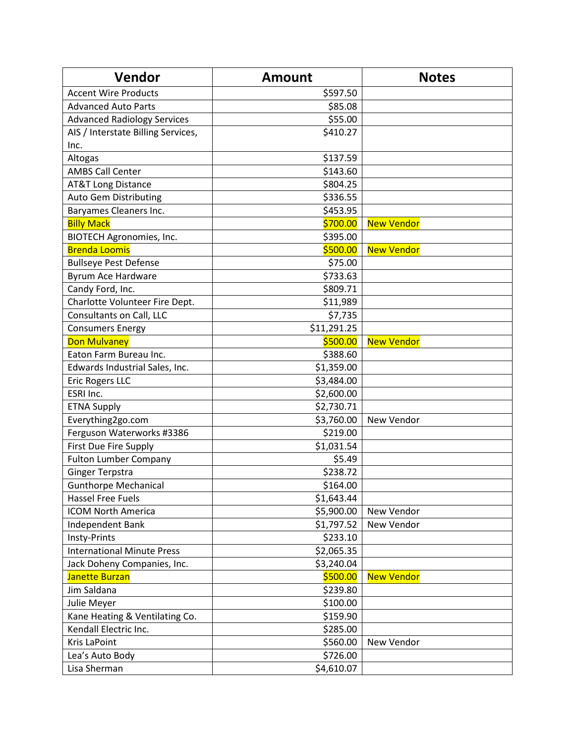| Vendor | Amount | Notes |
|---|---|---|
| Accent Wire Products | $597.50 | |
| Advanced Auto Parts | $85.08 | |
| Advanced Radiology Services | $55.00 | |
| AIS / Interstate Billing Services, Inc. | $410.27 | |
| Altogas | $137.59 | |
| AMBS Call Center | $143.60 | |
| AT&T Long Distance | $804.25 | |
| Auto Gem Distributing | $336.55 | |
| Baryames Cleaners Inc. | $453.95 | |
| Billy Mack | $700.00 | New Vendor |
| BIOTECH Agronomies, Inc. | $395.00 | |
| Brenda Loomis | $500.00 | New Vendor |
| Bullseye Pest Defense | $75.00 | |
| Byrum Ace Hardware | $733.63 | |
| Candy Ford, Inc. | $809.71 | |
| Charlotte Volunteer Fire Dept. | $11,989 | |
| Consultants on Call, LLC | $7,735 | |
| Consumers Energy | $11,291.25 | |
| Don Mulvaney | $500.00 | New Vendor |
| Eaton Farm Bureau Inc. | $388.60 | |
| Edwards Industrial Sales, Inc. | $1,359.00 | |
| Eric Rogers LLC | $3,484.00 | |
| ESRI Inc. | $2,600.00 | |
| ETNA Supply | $2,730.71 | |
| Everything2go.com | $3,760.00 | New Vendor |
| Ferguson Waterworks #3386 | $219.00 | |
| First Due Fire Supply | $1,031.54 | |
| Fulton Lumber Company | $5.49 | |
| Ginger Terpstra | $238.72 | |
| Gunthorpe Mechanical | $164.00 | |
| Hassel Free Fuels | $1,643.44 | |
| ICOM North America | $5,900.00 | New Vendor |
| Independent Bank | $1,797.52 | New Vendor |
| Insty-Prints | $233.10 | |
| International Minute Press | $2,065.35 | |
| Jack Doheny Companies, Inc. | $3,240.04 | |
| Janette Burzan | $500.00 | New Vendor |
| Jim Saldana | $239.80 | |
| Julie Meyer | $100.00 | |
| Kane Heating & Ventilating Co. | $159.90 | |
| Kendall Electric Inc. | $285.00 | |
| Kris LaPoint | $560.00 | New Vendor |
| Lea's Auto Body | $726.00 | |
| Lisa Sherman | $4,610.07 | |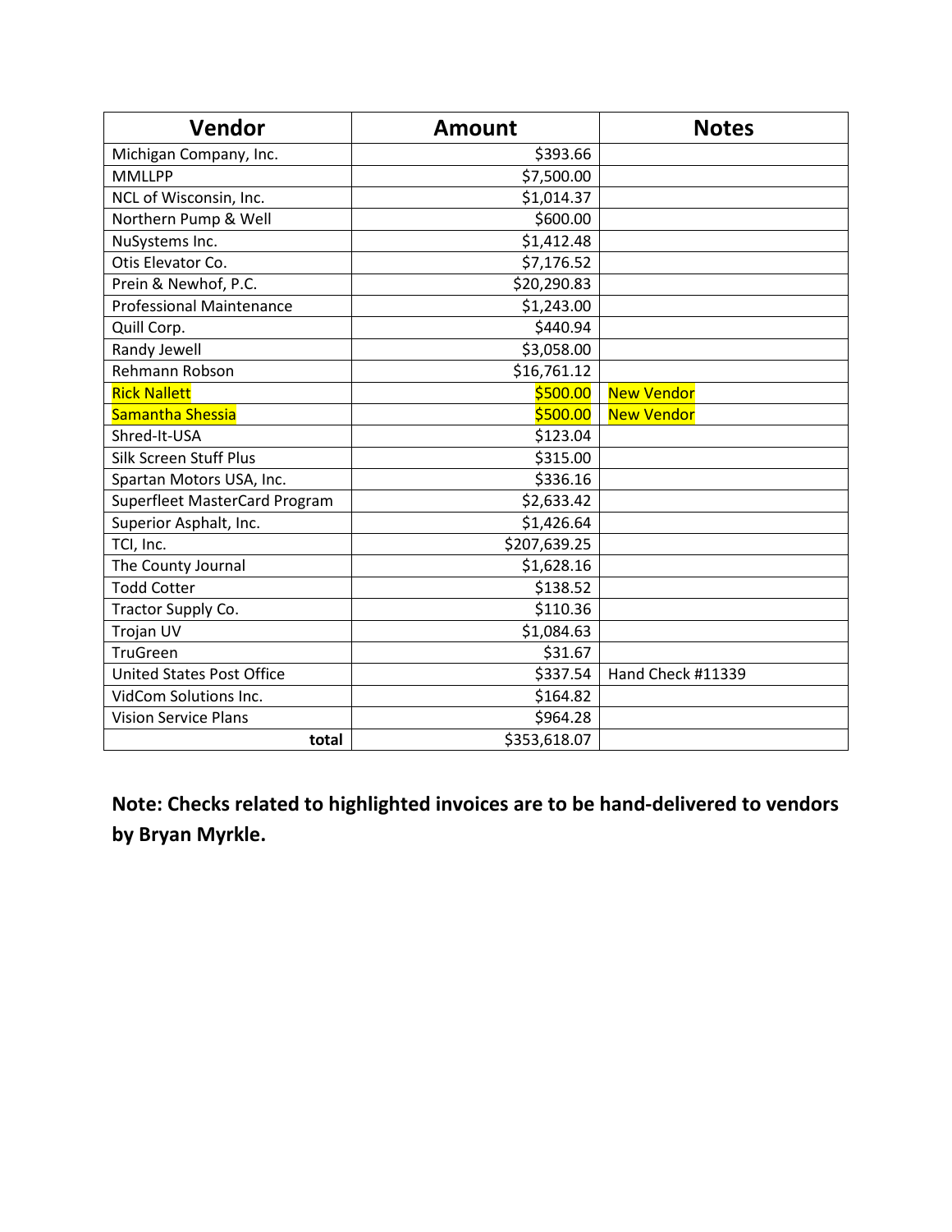| Vendor | Amount | Notes |
|---|---|---|
| Michigan Company, Inc. | $393.66 | |
| MMLLPP | $7,500.00 | |
| NCL of Wisconsin, Inc. | $1,014.37 | |
| Northern Pump & Well | $600.00 | |
| NuSystems Inc. | $1,412.48 | |
| Otis Elevator Co. | $7,176.52 | |
| Prein & Newhof, P.C. | $20,290.83 | |
| Professional Maintenance | $1,243.00 | |
| Quill Corp. | $440.94 | |
| Randy Jewell | $3,058.00 | |
| Rehmann Robson | $16,761.12 | |
| Rick Nallett | $500.00 | New Vendor |
| Samantha Shessia | $500.00 | New Vendor |
| Shred-It-USA | $123.04 | |
| Silk Screen Stuff Plus | $315.00 | |
| Spartan Motors USA, Inc. | $336.16 | |
| Superfleet MasterCard Program | $2,633.42 | |
| Superior Asphalt, Inc. | $1,426.64 | |
| TCI, Inc. | $207,639.25 | |
| The County Journal | $1,628.16 | |
| Todd Cotter | $138.52 | |
| Tractor Supply Co. | $110.36 | |
| Trojan UV | $1,084.63 | |
| TruGreen | $31.67 | |
| United States Post Office | $337.54 | Hand Check #11339 |
| VidCom Solutions Inc. | $164.82 | |
| Vision Service Plans | $964.28 | |
| **total** | $353,618.07 | |

**Note: Checks related to highlighted invoices are to be hand-delivered to vendors by Bryan Myrkle.**